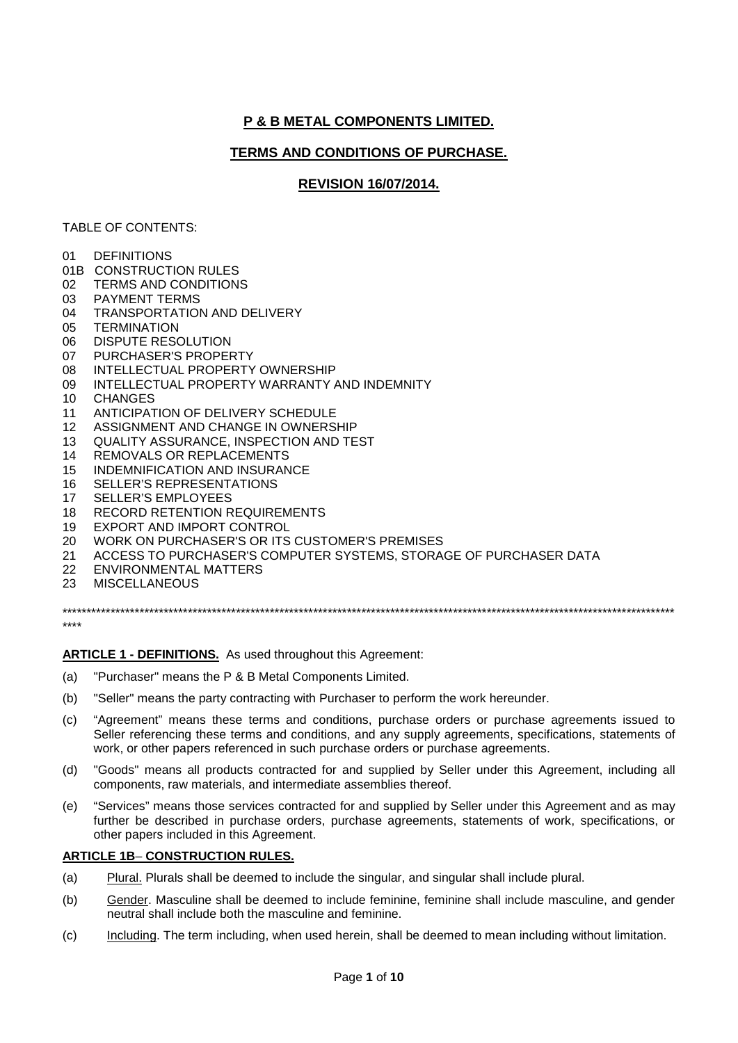# P & B METAL COMPONENTS LIMITED.

## TERMS AND CONDITIONS OF PURCHASE.

## REVISION 16/07/2014.

TABLE OF CONTENTS:

01 DEFINITIONS
01B CONSTRUCTION RULES
02 TERMS AND CONDITIONS
03 PAYMENT TERMS
04 TRANSPORTATION AND DELIVERY
05 TERMINATION
06 DISPUTE RESOLUTION
07 PURCHASER'S PROPERTY
08 INTELLECTUAL PROPERTY OWNERSHIP
09 INTELLECTUAL PROPERTY WARRANTY AND INDEMNITY
10 CHANGES
11 ANTICIPATION OF DELIVERY SCHEDULE
12 ASSIGNMENT AND CHANGE IN OWNERSHIP
13 QUALITY ASSURANCE, INSPECTION AND TEST
14 REMOVALS OR REPLACEMENTS
15 INDEMNIFICATION AND INSURANCE
16 SELLER'S REPRESENTATIONS
17 SELLER'S EMPLOYEES
18 RECORD RETENTION REQUIREMENTS
19 EXPORT AND IMPORT CONTROL
20 WORK ON PURCHASER'S OR ITS CUSTOMER'S PREMISES
21 ACCESS TO PURCHASER'S COMPUTER SYSTEMS, STORAGE OF PURCHASER DATA
22 ENVIRONMENTAL MATTERS
23 MISCELLANEOUS

************************************************************************************************************************************

**ARTICLE 1 - DEFINITIONS.** As used throughout this Agreement:

(a) "Purchaser" means the P & B Metal Components Limited.

(b) "Seller" means the party contracting with Purchaser to perform the work hereunder.

(c) "Agreement" means these terms and conditions, purchase orders or purchase agreements issued to Seller referencing these terms and conditions, and any supply agreements, specifications, statements of work, or other papers referenced in such purchase orders or purchase agreements.

(d) "Goods" means all products contracted for and supplied by Seller under this Agreement, including all components, raw materials, and intermediate assemblies thereof.

(e) "Services" means those services contracted for and supplied by Seller under this Agreement and as may further be described in purchase orders, purchase agreements, statements of work, specifications, or other papers included in this Agreement.

**ARTICLE 1B– CONSTRUCTION RULES.**

(a) Plural. Plurals shall be deemed to include the singular, and singular shall include plural.

(b) Gender. Masculine shall be deemed to include feminine, feminine shall include masculine, and gender neutral shall include both the masculine and feminine.

(c) Including. The term including, when used herein, shall be deemed to mean including without limitation.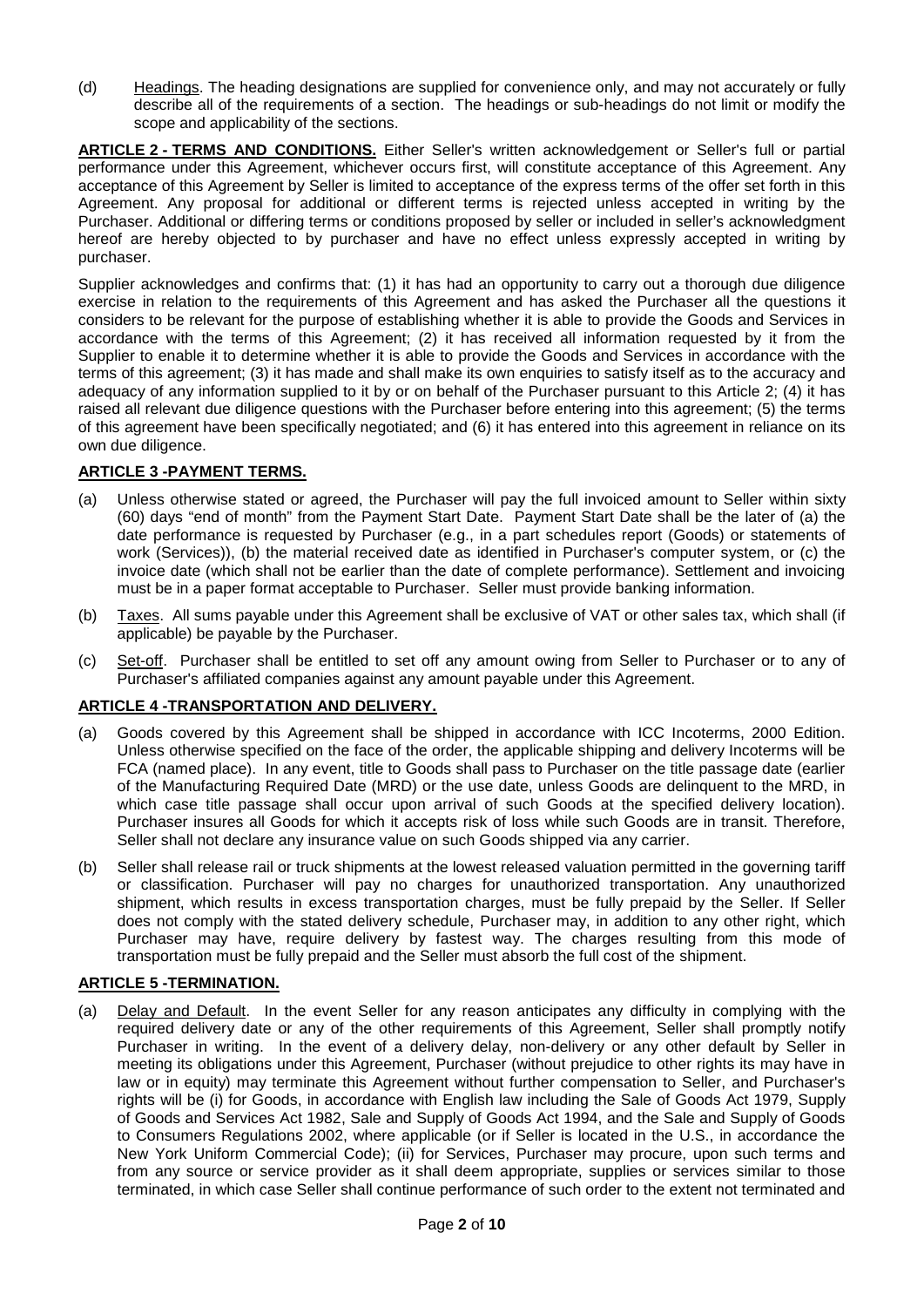(d) Headings. The heading designations are supplied for convenience only, and may not accurately or fully describe all of the requirements of a section. The headings or sub-headings do not limit or modify the scope and applicability of the sections.

**ARTICLE 2 - TERMS AND CONDITIONS.** Either Seller's written acknowledgement or Seller's full or partial performance under this Agreement, whichever occurs first, will constitute acceptance of this Agreement. Any acceptance of this Agreement by Seller is limited to acceptance of the express terms of the offer set forth in this Agreement. Any proposal for additional or different terms is rejected unless accepted in writing by the Purchaser. Additional or differing terms or conditions proposed by seller or included in seller's acknowledgment hereof are hereby objected to by purchaser and have no effect unless expressly accepted in writing by purchaser.

Supplier acknowledges and confirms that: (1) it has had an opportunity to carry out a thorough due diligence exercise in relation to the requirements of this Agreement and has asked the Purchaser all the questions it considers to be relevant for the purpose of establishing whether it is able to provide the Goods and Services in accordance with the terms of this Agreement; (2) it has received all information requested by it from the Supplier to enable it to determine whether it is able to provide the Goods and Services in accordance with the terms of this agreement; (3) it has made and shall make its own enquiries to satisfy itself as to the accuracy and adequacy of any information supplied to it by or on behalf of the Purchaser pursuant to this Article 2; (4) it has raised all relevant due diligence questions with the Purchaser before entering into this agreement; (5) the terms of this agreement have been specifically negotiated; and (6) it has entered into this agreement in reliance on its own due diligence.

## ARTICLE 3 -PAYMENT TERMS.

(a) Unless otherwise stated or agreed, the Purchaser will pay the full invoiced amount to Seller within sixty (60) days "end of month" from the Payment Start Date. Payment Start Date shall be the later of (a) the date performance is requested by Purchaser (e.g., in a part schedules report (Goods) or statements of work (Services)), (b) the material received date as identified in Purchaser's computer system, or (c) the invoice date (which shall not be earlier than the date of complete performance). Settlement and invoicing must be in a paper format acceptable to Purchaser. Seller must provide banking information.

(b) Taxes. All sums payable under this Agreement shall be exclusive of VAT or other sales tax, which shall (if applicable) be payable by the Purchaser.

(c) Set-off. Purchaser shall be entitled to set off any amount owing from Seller to Purchaser or to any of Purchaser's affiliated companies against any amount payable under this Agreement.

## ARTICLE 4 -TRANSPORTATION AND DELIVERY.

(a) Goods covered by this Agreement shall be shipped in accordance with ICC Incoterms, 2000 Edition. Unless otherwise specified on the face of the order, the applicable shipping and delivery Incoterms will be FCA (named place). In any event, title to Goods shall pass to Purchaser on the title passage date (earlier of the Manufacturing Required Date (MRD) or the use date, unless Goods are delinquent to the MRD, in which case title passage shall occur upon arrival of such Goods at the specified delivery location). Purchaser insures all Goods for which it accepts risk of loss while such Goods are in transit. Therefore, Seller shall not declare any insurance value on such Goods shipped via any carrier.

(b) Seller shall release rail or truck shipments at the lowest released valuation permitted in the governing tariff or classification. Purchaser will pay no charges for unauthorized transportation. Any unauthorized shipment, which results in excess transportation charges, must be fully prepaid by the Seller. If Seller does not comply with the stated delivery schedule, Purchaser may, in addition to any other right, which Purchaser may have, require delivery by fastest way. The charges resulting from this mode of transportation must be fully prepaid and the Seller must absorb the full cost of the shipment.

## ARTICLE 5 -TERMINATION.

(a) Delay and Default. In the event Seller for any reason anticipates any difficulty in complying with the required delivery date or any of the other requirements of this Agreement, Seller shall promptly notify Purchaser in writing. In the event of a delivery delay, non-delivery or any other default by Seller in meeting its obligations under this Agreement, Purchaser (without prejudice to other rights its may have in law or in equity) may terminate this Agreement without further compensation to Seller, and Purchaser's rights will be (i) for Goods, in accordance with English law including the Sale of Goods Act 1979, Supply of Goods and Services Act 1982, Sale and Supply of Goods Act 1994, and the Sale and Supply of Goods to Consumers Regulations 2002, where applicable (or if Seller is located in the U.S., in accordance the New York Uniform Commercial Code); (ii) for Services, Purchaser may procure, upon such terms and from any source or service provider as it shall deem appropriate, supplies or services similar to those terminated, in which case Seller shall continue performance of such order to the extent not terminated and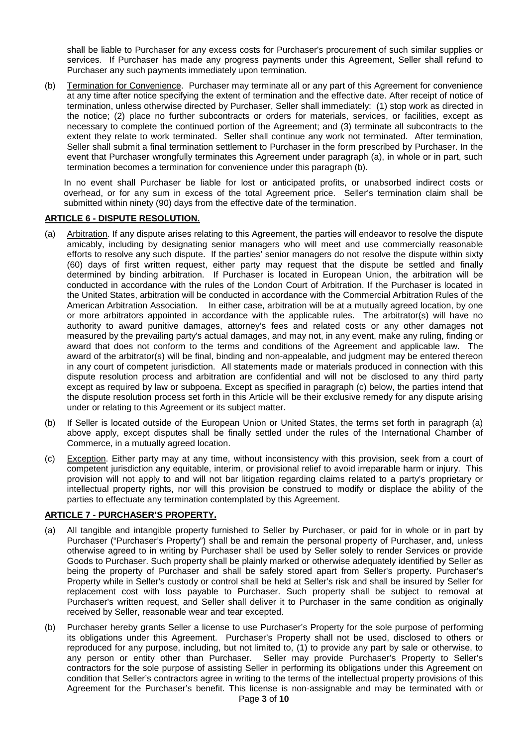shall be liable to Purchaser for any excess costs for Purchaser's procurement of such similar supplies or services. If Purchaser has made any progress payments under this Agreement, Seller shall refund to Purchaser any such payments immediately upon termination.

(b) Termination for Convenience. Purchaser may terminate all or any part of this Agreement for convenience at any time after notice specifying the extent of termination and the effective date. After receipt of notice of termination, unless otherwise directed by Purchaser, Seller shall immediately: (1) stop work as directed in the notice; (2) place no further subcontracts or orders for materials, services, or facilities, except as necessary to complete the continued portion of the Agreement; and (3) terminate all subcontracts to the extent they relate to work terminated. Seller shall continue any work not terminated. After termination, Seller shall submit a final termination settlement to Purchaser in the form prescribed by Purchaser. In the event that Purchaser wrongfully terminates this Agreement under paragraph (a), in whole or in part, such termination becomes a termination for convenience under this paragraph (b).

In no event shall Purchaser be liable for lost or anticipated profits, or unabsorbed indirect costs or overhead, or for any sum in excess of the total Agreement price. Seller's termination claim shall be submitted within ninety (90) days from the effective date of the termination.

**ARTICLE 6 - DISPUTE RESOLUTION.**

(a) Arbitration. If any dispute arises relating to this Agreement, the parties will endeavor to resolve the dispute amicably, including by designating senior managers who will meet and use commercially reasonable efforts to resolve any such dispute. If the parties' senior managers do not resolve the dispute within sixty (60) days of first written request, either party may request that the dispute be settled and finally determined by binding arbitration. If Purchaser is located in European Union, the arbitration will be conducted in accordance with the rules of the London Court of Arbitration. If the Purchaser is located in the United States, arbitration will be conducted in accordance with the Commercial Arbitration Rules of the American Arbitration Association. In either case, arbitration will be at a mutually agreed location, by one or more arbitrators appointed in accordance with the applicable rules. The arbitrator(s) will have no authority to award punitive damages, attorney's fees and related costs or any other damages not measured by the prevailing party's actual damages, and may not, in any event, make any ruling, finding or award that does not conform to the terms and conditions of the Agreement and applicable law. The award of the arbitrator(s) will be final, binding and non-appealable, and judgment may be entered thereon in any court of competent jurisdiction. All statements made or materials produced in connection with this dispute resolution process and arbitration are confidential and will not be disclosed to any third party except as required by law or subpoena. Except as specified in paragraph (c) below, the parties intend that the dispute resolution process set forth in this Article will be their exclusive remedy for any dispute arising under or relating to this Agreement or its subject matter.

(b) If Seller is located outside of the European Union or United States, the terms set forth in paragraph (a) above apply, except disputes shall be finally settled under the rules of the International Chamber of Commerce, in a mutually agreed location.

(c) Exception. Either party may at any time, without inconsistency with this provision, seek from a court of competent jurisdiction any equitable, interim, or provisional relief to avoid irreparable harm or injury. This provision will not apply to and will not bar litigation regarding claims related to a party's proprietary or intellectual property rights, nor will this provision be construed to modify or displace the ability of the parties to effectuate any termination contemplated by this Agreement.

**ARTICLE 7 - PURCHASER'S PROPERTY.**

(a) All tangible and intangible property furnished to Seller by Purchaser, or paid for in whole or in part by Purchaser ("Purchaser's Property") shall be and remain the personal property of Purchaser, and, unless otherwise agreed to in writing by Purchaser shall be used by Seller solely to render Services or provide Goods to Purchaser. Such property shall be plainly marked or otherwise adequately identified by Seller as being the property of Purchaser and shall be safely stored apart from Seller's property. Purchaser's Property while in Seller's custody or control shall be held at Seller's risk and shall be insured by Seller for replacement cost with loss payable to Purchaser. Such property shall be subject to removal at Purchaser's written request, and Seller shall deliver it to Purchaser in the same condition as originally received by Seller, reasonable wear and tear excepted.

(b) Purchaser hereby grants Seller a license to use Purchaser's Property for the sole purpose of performing its obligations under this Agreement. Purchaser's Property shall not be used, disclosed to others or reproduced for any purpose, including, but not limited to, (1) to provide any part by sale or otherwise, to any person or entity other than Purchaser. Seller may provide Purchaser's Property to Seller's contractors for the sole purpose of assisting Seller in performing its obligations under this Agreement on condition that Seller's contractors agree in writing to the terms of the intellectual property provisions of this Agreement for the Purchaser's benefit. This license is non-assignable and may be terminated with or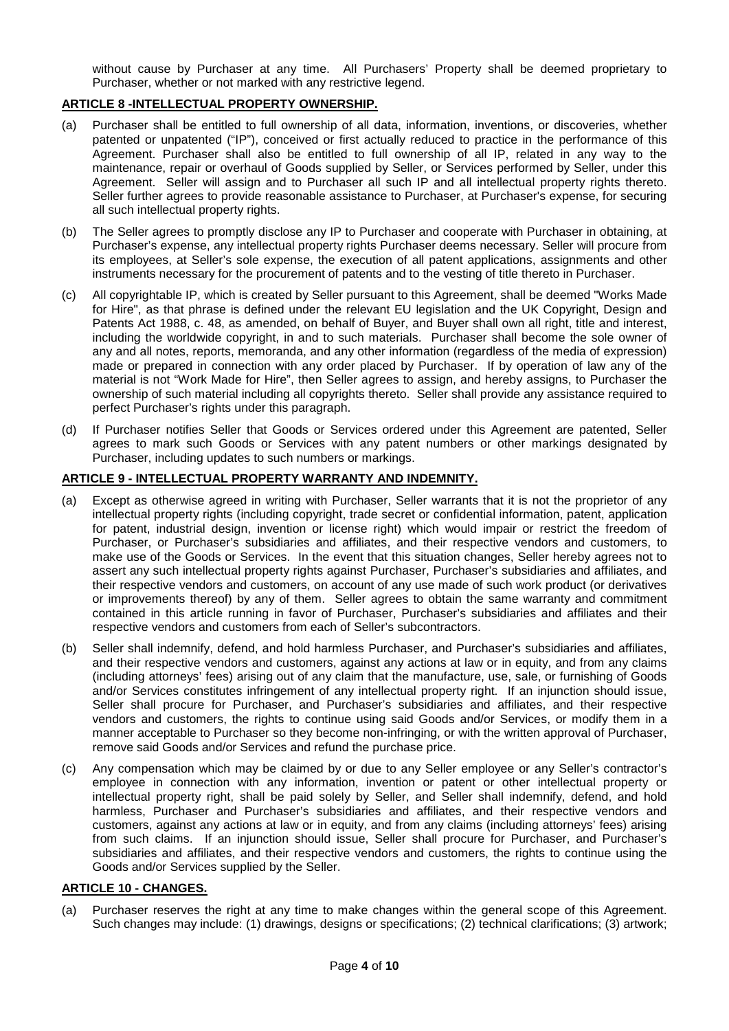without cause by Purchaser at any time. All Purchasers' Property shall be deemed proprietary to Purchaser, whether or not marked with any restrictive legend.

## ARTICLE 8 -INTELLECTUAL PROPERTY OWNERSHIP.

(a) Purchaser shall be entitled to full ownership of all data, information, inventions, or discoveries, whether patented or unpatented ("IP"), conceived or first actually reduced to practice in the performance of this Agreement. Purchaser shall also be entitled to full ownership of all IP, related in any way to the maintenance, repair or overhaul of Goods supplied by Seller, or Services performed by Seller, under this Agreement. Seller will assign and to Purchaser all such IP and all intellectual property rights thereto. Seller further agrees to provide reasonable assistance to Purchaser, at Purchaser's expense, for securing all such intellectual property rights.

(b) The Seller agrees to promptly disclose any IP to Purchaser and cooperate with Purchaser in obtaining, at Purchaser's expense, any intellectual property rights Purchaser deems necessary. Seller will procure from its employees, at Seller's sole expense, the execution of all patent applications, assignments and other instruments necessary for the procurement of patents and to the vesting of title thereto in Purchaser.

(c) All copyrightable IP, which is created by Seller pursuant to this Agreement, shall be deemed "Works Made for Hire", as that phrase is defined under the relevant EU legislation and the UK Copyright, Design and Patents Act 1988, c. 48, as amended, on behalf of Buyer, and Buyer shall own all right, title and interest, including the worldwide copyright, in and to such materials. Purchaser shall become the sole owner of any and all notes, reports, memoranda, and any other information (regardless of the media of expression) made or prepared in connection with any order placed by Purchaser. If by operation of law any of the material is not "Work Made for Hire", then Seller agrees to assign, and hereby assigns, to Purchaser the ownership of such material including all copyrights thereto. Seller shall provide any assistance required to perfect Purchaser's rights under this paragraph.

(d) If Purchaser notifies Seller that Goods or Services ordered under this Agreement are patented, Seller agrees to mark such Goods or Services with any patent numbers or other markings designated by Purchaser, including updates to such numbers or markings.

## ARTICLE 9 - INTELLECTUAL PROPERTY WARRANTY AND INDEMNITY.

(a) Except as otherwise agreed in writing with Purchaser, Seller warrants that it is not the proprietor of any intellectual property rights (including copyright, trade secret or confidential information, patent, application for patent, industrial design, invention or license right) which would impair or restrict the freedom of Purchaser, or Purchaser's subsidiaries and affiliates, and their respective vendors and customers, to make use of the Goods or Services. In the event that this situation changes, Seller hereby agrees not to assert any such intellectual property rights against Purchaser, Purchaser's subsidiaries and affiliates, and their respective vendors and customers, on account of any use made of such work product (or derivatives or improvements thereof) by any of them. Seller agrees to obtain the same warranty and commitment contained in this article running in favor of Purchaser, Purchaser's subsidiaries and affiliates and their respective vendors and customers from each of Seller's subcontractors.

(b) Seller shall indemnify, defend, and hold harmless Purchaser, and Purchaser's subsidiaries and affiliates, and their respective vendors and customers, against any actions at law or in equity, and from any claims (including attorneys' fees) arising out of any claim that the manufacture, use, sale, or furnishing of Goods and/or Services constitutes infringement of any intellectual property right. If an injunction should issue, Seller shall procure for Purchaser, and Purchaser's subsidiaries and affiliates, and their respective vendors and customers, the rights to continue using said Goods and/or Services, or modify them in a manner acceptable to Purchaser so they become non-infringing, or with the written approval of Purchaser, remove said Goods and/or Services and refund the purchase price.

(c) Any compensation which may be claimed by or due to any Seller employee or any Seller's contractor's employee in connection with any information, invention or patent or other intellectual property or intellectual property right, shall be paid solely by Seller, and Seller shall indemnify, defend, and hold harmless, Purchaser and Purchaser's subsidiaries and affiliates, and their respective vendors and customers, against any actions at law or in equity, and from any claims (including attorneys' fees) arising from such claims. If an injunction should issue, Seller shall procure for Purchaser, and Purchaser's subsidiaries and affiliates, and their respective vendors and customers, the rights to continue using the Goods and/or Services supplied by the Seller.

## ARTICLE 10 - CHANGES.

(a) Purchaser reserves the right at any time to make changes within the general scope of this Agreement. Such changes may include: (1) drawings, designs or specifications; (2) technical clarifications; (3) artwork;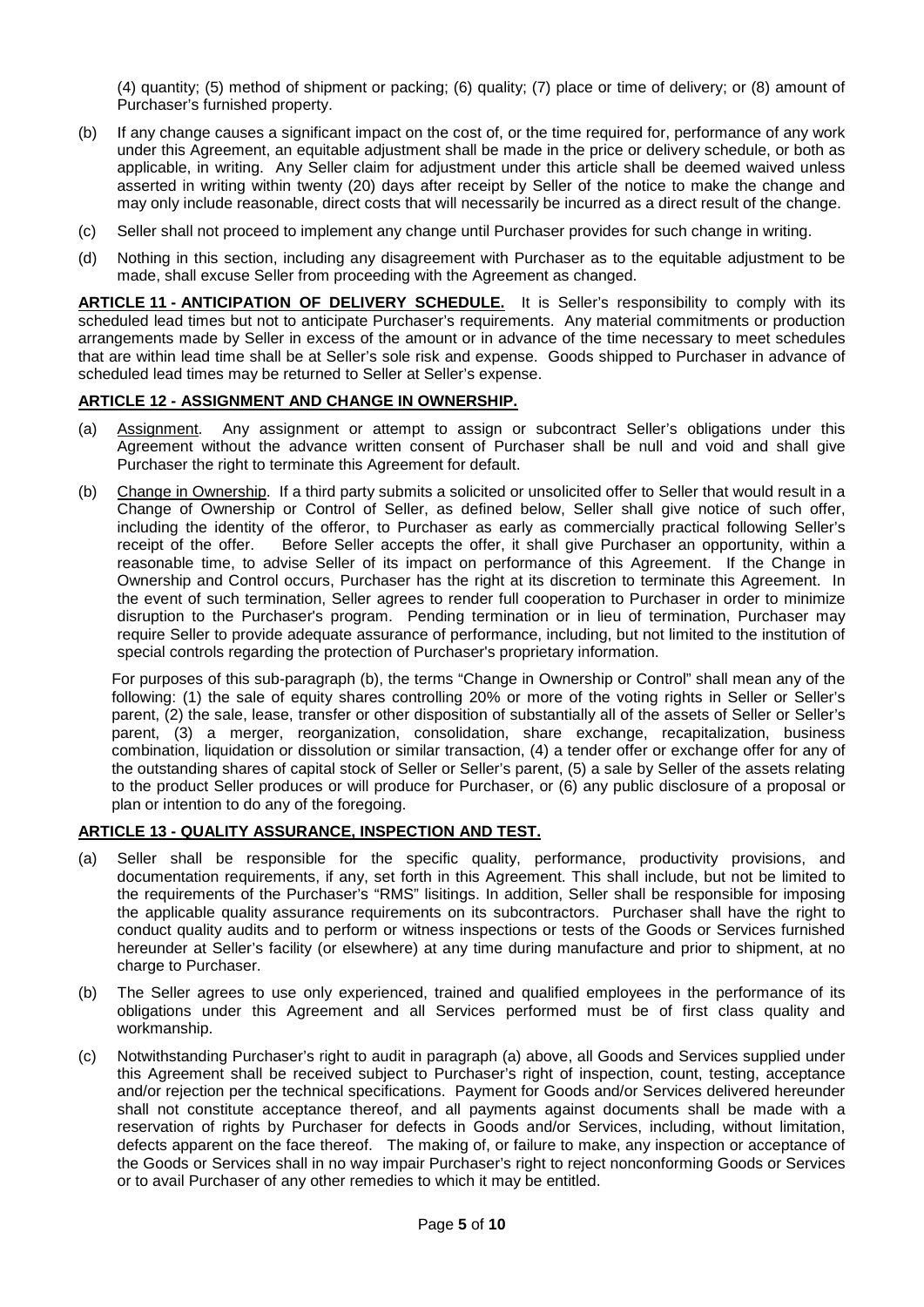(4) quantity; (5) method of shipment or packing; (6) quality; (7) place or time of delivery; or (8) amount of Purchaser's furnished property.

(b) If any change causes a significant impact on the cost of, or the time required for, performance of any work under this Agreement, an equitable adjustment shall be made in the price or delivery schedule, or both as applicable, in writing. Any Seller claim for adjustment under this article shall be deemed waived unless asserted in writing within twenty (20) days after receipt by Seller of the notice to make the change and may only include reasonable, direct costs that will necessarily be incurred as a direct result of the change.

(c) Seller shall not proceed to implement any change until Purchaser provides for such change in writing.

(d) Nothing in this section, including any disagreement with Purchaser as to the equitable adjustment to be made, shall excuse Seller from proceeding with the Agreement as changed.

**ARTICLE 11 - ANTICIPATION OF DELIVERY SCHEDULE.** It is Seller's responsibility to comply with its scheduled lead times but not to anticipate Purchaser's requirements. Any material commitments or production arrangements made by Seller in excess of the amount or in advance of the time necessary to meet schedules that are within lead time shall be at Seller's sole risk and expense. Goods shipped to Purchaser in advance of scheduled lead times may be returned to Seller at Seller's expense.

**ARTICLE 12 - ASSIGNMENT AND CHANGE IN OWNERSHIP.**

(a) Assignment. Any assignment or attempt to assign or subcontract Seller's obligations under this Agreement without the advance written consent of Purchaser shall be null and void and shall give Purchaser the right to terminate this Agreement for default.

(b) Change in Ownership. If a third party submits a solicited or unsolicited offer to Seller that would result in a Change of Ownership or Control of Seller, as defined below, Seller shall give notice of such offer, including the identity of the offeror, to Purchaser as early as commercially practical following Seller's receipt of the offer. Before Seller accepts the offer, it shall give Purchaser an opportunity, within a reasonable time, to advise Seller of its impact on performance of this Agreement. If the Change in Ownership and Control occurs, Purchaser has the right at its discretion to terminate this Agreement. In the event of such termination, Seller agrees to render full cooperation to Purchaser in order to minimize disruption to the Purchaser's program. Pending termination or in lieu of termination, Purchaser may require Seller to provide adequate assurance of performance, including, but not limited to the institution of special controls regarding the protection of Purchaser's proprietary information.

For purposes of this sub-paragraph (b), the terms "Change in Ownership or Control" shall mean any of the following: (1) the sale of equity shares controlling 20% or more of the voting rights in Seller or Seller's parent, (2) the sale, lease, transfer or other disposition of substantially all of the assets of Seller or Seller's parent, (3) a merger, reorganization, consolidation, share exchange, recapitalization, business combination, liquidation or dissolution or similar transaction, (4) a tender offer or exchange offer for any of the outstanding shares of capital stock of Seller or Seller's parent, (5) a sale by Seller of the assets relating to the product Seller produces or will produce for Purchaser, or (6) any public disclosure of a proposal or plan or intention to do any of the foregoing.

**ARTICLE 13 - QUALITY ASSURANCE, INSPECTION AND TEST.**

(a) Seller shall be responsible for the specific quality, performance, productivity provisions, and documentation requirements, if any, set forth in this Agreement. This shall include, but not be limited to the requirements of the Purchaser's "RMS" lisitings. In addition, Seller shall be responsible for imposing the applicable quality assurance requirements on its subcontractors. Purchaser shall have the right to conduct quality audits and to perform or witness inspections or tests of the Goods or Services furnished hereunder at Seller's facility (or elsewhere) at any time during manufacture and prior to shipment, at no charge to Purchaser.

(b) The Seller agrees to use only experienced, trained and qualified employees in the performance of its obligations under this Agreement and all Services performed must be of first class quality and workmanship.

(c) Notwithstanding Purchaser's right to audit in paragraph (a) above, all Goods and Services supplied under this Agreement shall be received subject to Purchaser's right of inspection, count, testing, acceptance and/or rejection per the technical specifications. Payment for Goods and/or Services delivered hereunder shall not constitute acceptance thereof, and all payments against documents shall be made with a reservation of rights by Purchaser for defects in Goods and/or Services, including, without limitation, defects apparent on the face thereof. The making of, or failure to make, any inspection or acceptance of the Goods or Services shall in no way impair Purchaser's right to reject nonconforming Goods or Services or to avail Purchaser of any other remedies to which it may be entitled.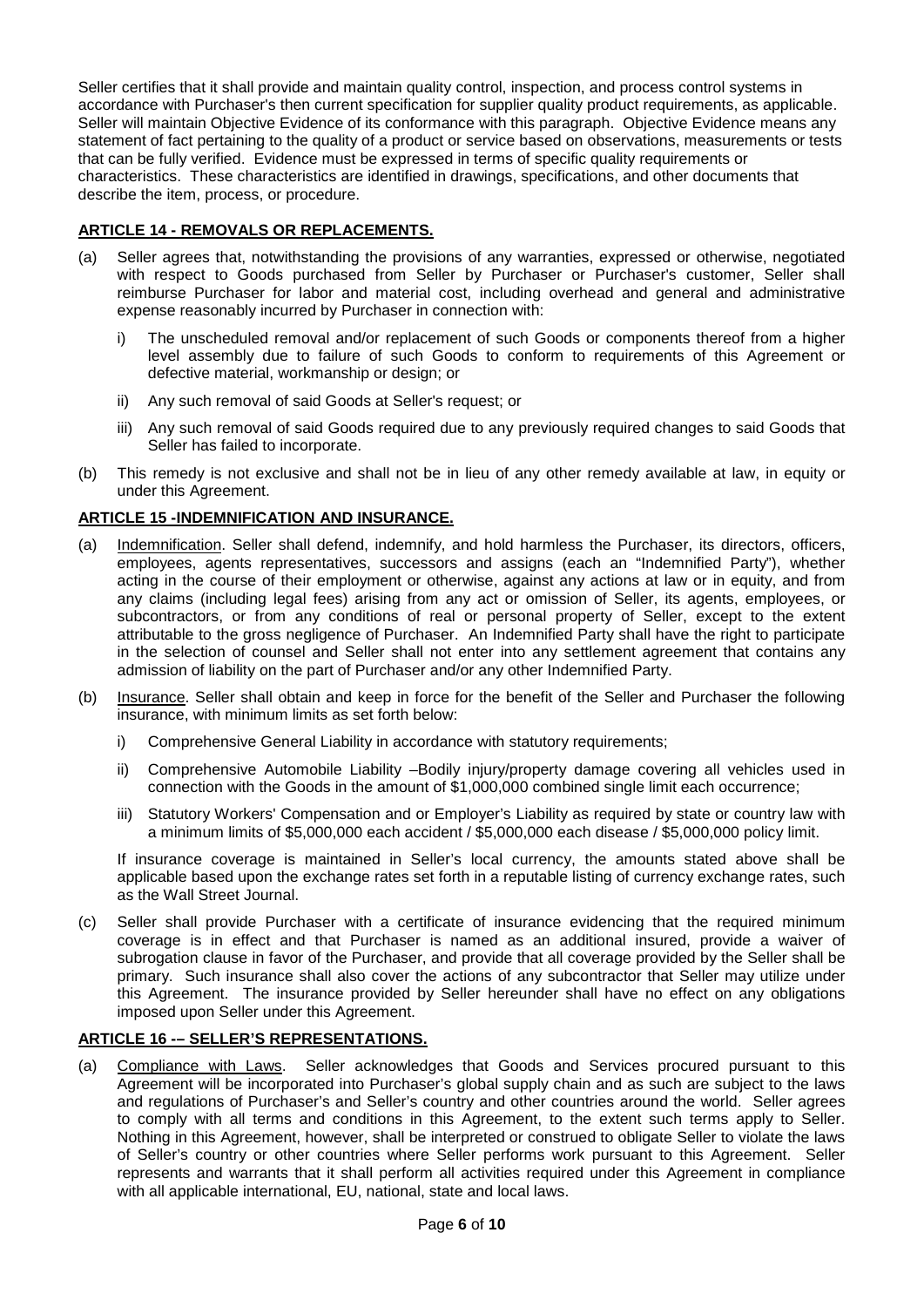Seller certifies that it shall provide and maintain quality control, inspection, and process control systems in accordance with Purchaser's then current specification for supplier quality product requirements, as applicable. Seller will maintain Objective Evidence of its conformance with this paragraph. Objective Evidence means any statement of fact pertaining to the quality of a product or service based on observations, measurements or tests that can be fully verified. Evidence must be expressed in terms of specific quality requirements or characteristics. These characteristics are identified in drawings, specifications, and other documents that describe the item, process, or procedure.

## ARTICLE 14 - REMOVALS OR REPLACEMENTS.

(a) Seller agrees that, notwithstanding the provisions of any warranties, expressed or otherwise, negotiated with respect to Goods purchased from Seller by Purchaser or Purchaser's customer, Seller shall reimburse Purchaser for labor and material cost, including overhead and general and administrative expense reasonably incurred by Purchaser in connection with:

   i) The unscheduled removal and/or replacement of such Goods or components thereof from a higher level assembly due to failure of such Goods to conform to requirements of this Agreement or defective material, workmanship or design; or

   ii) Any such removal of said Goods at Seller's request; or

   iii) Any such removal of said Goods required due to any previously required changes to said Goods that Seller has failed to incorporate.

(b) This remedy is not exclusive and shall not be in lieu of any other remedy available at law, in equity or under this Agreement.

## ARTICLE 15 -INDEMNIFICATION AND INSURANCE.

(a) Indemnification. Seller shall defend, indemnify, and hold harmless the Purchaser, its directors, officers, employees, agents representatives, successors and assigns (each an "Indemnified Party"), whether acting in the course of their employment or otherwise, against any actions at law or in equity, and from any claims (including legal fees) arising from any act or omission of Seller, its agents, employees, or subcontractors, or from any conditions of real or personal property of Seller, except to the extent attributable to the gross negligence of Purchaser. An Indemnified Party shall have the right to participate in the selection of counsel and Seller shall not enter into any settlement agreement that contains any admission of liability on the part of Purchaser and/or any other Indemnified Party.

(b) Insurance. Seller shall obtain and keep in force for the benefit of the Seller and Purchaser the following insurance, with minimum limits as set forth below:

   i) Comprehensive General Liability in accordance with statutory requirements;

   ii) Comprehensive Automobile Liability –Bodily injury/property damage covering all vehicles used in connection with the Goods in the amount of $1,000,000 combined single limit each occurrence;

   iii) Statutory Workers' Compensation or Employer's Liability as required by state or country law with a minimum limits of $5,000,000 each accident / $5,000,000 each disease / $5,000,000 policy limit.

   If insurance coverage is maintained in Seller's local currency, the amounts stated above shall be applicable based upon the exchange rates set forth in a reputable listing of currency exchange rates, such as the Wall Street Journal.

(c) Seller shall provide Purchaser with a certificate of insurance evidencing that the required minimum coverage is in effect and that Purchaser is named as an additional insured, provide a waiver of subrogation clause in favor of the Purchaser, and provide that all coverage provided by the Seller shall be primary. Such insurance shall also cover the actions of any subcontractor that Seller may utilize under this Agreement. The insurance provided by Seller hereunder shall have no effect on any obligations imposed upon Seller under this Agreement.

## ARTICLE 16 -– SELLER'S REPRESENTATIONS.

(a) Compliance with Laws. Seller acknowledges that Goods and Services procured pursuant to this Agreement will be incorporated into Purchaser's global supply chain and as such are subject to the laws and regulations of Purchaser's and Seller's country and other countries around the world. Seller agrees to comply with all terms and conditions in this Agreement, to the extent such terms apply to Seller. Nothing in this Agreement, however, shall be interpreted or construed to obligate Seller to violate the laws of Seller's country or other countries where Seller performs work pursuant to this Agreement. Seller represents and warrants that it shall perform all activities required under this Agreement in compliance with all applicable international, EU, national, state and local laws.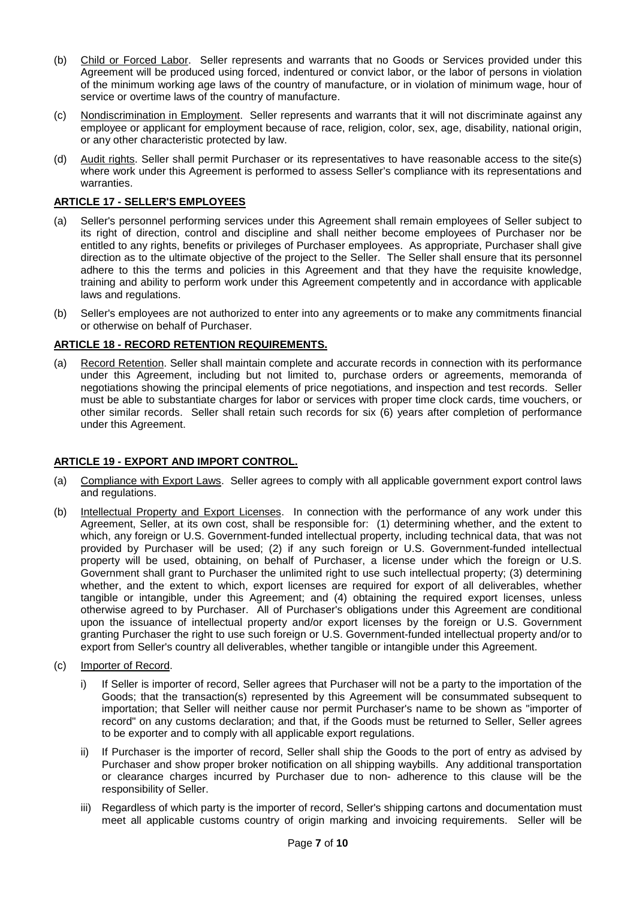(b) Child or Forced Labor. Seller represents and warrants that no Goods or Services provided under this Agreement will be produced using forced, indentured or convict labor, or the labor of persons in violation of the minimum working age laws of the country of manufacture, or in violation of minimum wage, hour of service or overtime laws of the country of manufacture.

(c) Nondiscrimination in Employment. Seller represents and warrants that it will not discriminate against any employee or applicant for employment because of race, religion, color, sex, age, disability, national origin, or any other characteristic protected by law.

(d) Audit rights. Seller shall permit Purchaser or its representatives to have reasonable access to the site(s) where work under this Agreement is performed to assess Seller's compliance with its representations and warranties.

## ARTICLE 17 - SELLER'S EMPLOYEES

(a) Seller's personnel performing services under this Agreement shall remain employees of Seller subject to its right of direction, control and discipline and shall neither become employees of Purchaser nor be entitled to any rights, benefits or privileges of Purchaser employees. As appropriate, Purchaser shall give direction as to the ultimate objective of the project to the Seller. The Seller shall ensure that its personnel adhere to this the terms and policies in this Agreement and that they have the requisite knowledge, training and ability to perform work under this Agreement competently and in accordance with applicable laws and regulations.

(b) Seller's employees are not authorized to enter into any agreements or to make any commitments financial or otherwise on behalf of Purchaser.

## ARTICLE 18 - RECORD RETENTION REQUIREMENTS.

(a) Record Retention. Seller shall maintain complete and accurate records in connection with its performance under this Agreement, including but not limited to, purchase orders or agreements, memoranda of negotiations showing the principal elements of price negotiations, and inspection and test records. Seller must be able to substantiate charges for labor or services with proper time clock cards, time vouchers, or other similar records. Seller shall retain such records for six (6) years after completion of performance under this Agreement.

## ARTICLE 19 - EXPORT AND IMPORT CONTROL.

(a) Compliance with Export Laws. Seller agrees to comply with all applicable government export control laws and regulations.

(b) Intellectual Property and Export Licenses. In connection with the performance of any work under this Agreement, Seller, at its own cost, shall be responsible for: (1) determining whether, and the extent to which, any foreign or U.S. Government-funded intellectual property, including technical data, that was not provided by Purchaser will be used; (2) if any such foreign or U.S. Government-funded intellectual property will be used, obtaining, on behalf of Purchaser, a license under which the foreign or U.S. Government shall grant to Purchaser the unlimited right to use such intellectual property; (3) determining whether, and the extent to which, export licenses are required for export of all deliverables, whether tangible or intangible, under this Agreement; and (4) obtaining the required export licenses, unless otherwise agreed to by Purchaser. All of Purchaser's obligations under this Agreement are conditional upon the issuance of intellectual property and/or export licenses by the foreign or U.S. Government granting Purchaser the right to use such foreign or U.S. Government-funded intellectual property and/or to export from Seller's country all deliverables, whether tangible or intangible under this Agreement.

(c) Importer of Record.

i) If Seller is importer of record, Seller agrees that Purchaser will not be a party to the importation of the Goods; that the transaction(s) represented by this Agreement will be consummated subsequent to importation; that Seller will neither cause nor permit Purchaser's name to be shown as "importer of record" on any customs declaration; and that, if the Goods must be returned to Seller, Seller agrees to be exporter and to comply with all applicable export regulations.

ii) If Purchaser is the importer of record, Seller shall ship the Goods to the port of entry as advised by Purchaser and show proper broker notification on all shipping waybills. Any additional transportation or clearance charges incurred by Purchaser due to non- adherence to this clause will be the responsibility of Seller.

iii) Regardless of which party is the importer of record, Seller's shipping cartons and documentation must meet all applicable customs country of origin marking and invoicing requirements. Seller will be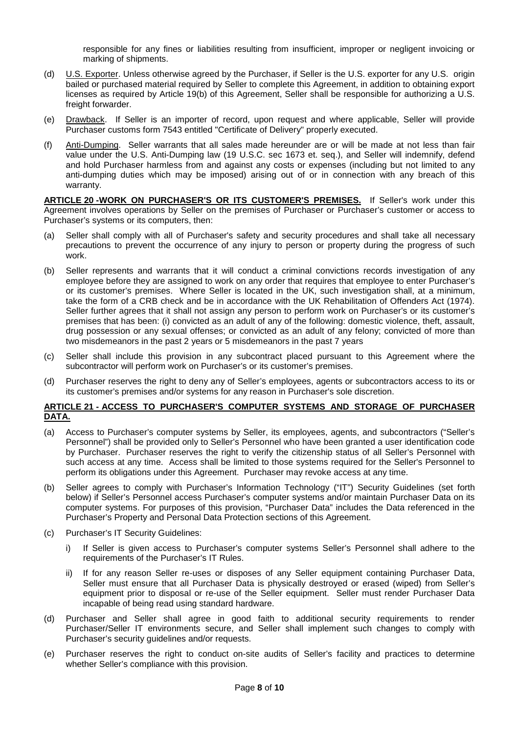responsible for any fines or liabilities resulting from insufficient, improper or negligent invoicing or marking of shipments.

(d) U.S. Exporter. Unless otherwise agreed by the Purchaser, if Seller is the U.S. exporter for any U.S. origin bailed or purchased material required by Seller to complete this Agreement, in addition to obtaining export licenses as required by Article 19(b) of this Agreement, Seller shall be responsible for authorizing a U.S. freight forwarder.

(e) Drawback. If Seller is an importer of record, upon request and where applicable, Seller will provide Purchaser customs form 7543 entitled "Certificate of Delivery" properly executed.

(f) Anti-Dumping. Seller warrants that all sales made hereunder are or will be made at not less than fair value under the U.S. Anti-Dumping law (19 U.S.C. sec 1673 et. seq.), and Seller will indemnify, defend and hold Purchaser harmless from and against any costs or expenses (including but not limited to any anti-dumping duties which may be imposed) arising out of or in connection with any breach of this warranty.

**ARTICLE 20 -WORK ON PURCHASER'S OR ITS CUSTOMER'S PREMISES.** If Seller's work under this Agreement involves operations by Seller on the premises of Purchaser or Purchaser's customer or access to Purchaser's systems or its computers, then:

(a) Seller shall comply with all of Purchaser's safety and security procedures and shall take all necessary precautions to prevent the occurrence of any injury to person or property during the progress of such work.

(b) Seller represents and warrants that it will conduct a criminal convictions records investigation of any employee before they are assigned to work on any order that requires that employee to enter Purchaser's or its customer's premises. Where Seller is located in the UK, such investigation shall, at a minimum, take the form of a CRB check and be in accordance with the UK Rehabilitation of Offenders Act (1974). Seller further agrees that it shall not assign any person to perform work on Purchaser's or its customer's premises that has been: (i) convicted as an adult of any of the following: domestic violence, theft, assault, drug possession or any sexual offenses; or convicted as an adult of any felony; convicted of more than two misdemeanors in the past 2 years or 5 misdemeanors in the past 7 years

(c) Seller shall include this provision in any subcontract placed pursuant to this Agreement where the subcontractor will perform work on Purchaser's or its customer's premises.

(d) Purchaser reserves the right to deny any of Seller's employees, agents or subcontractors access to its or its customer's premises and/or systems for any reason in Purchaser's sole discretion.

**ARTICLE 21 - ACCESS TO PURCHASER'S COMPUTER SYSTEMS AND STORAGE OF PURCHASER DATA.**

(a) Access to Purchaser's computer systems by Seller, its employees, agents, and subcontractors ("Seller's Personnel") shall be provided only to Seller's Personnel who have been granted a user identification code by Purchaser. Purchaser reserves the right to verify the citizenship status of all Seller's Personnel with such access at any time. Access shall be limited to those systems required for the Seller's Personnel to perform its obligations under this Agreement. Purchaser may revoke access at any time.

(b) Seller agrees to comply with Purchaser's Information Technology ("IT") Security Guidelines (set forth below) if Seller's Personnel access Purchaser's computer systems and/or maintain Purchaser Data on its computer systems. For purposes of this provision, "Purchaser Data" includes the Data referenced in the Purchaser's Property and Personal Data Protection sections of this Agreement.

(c) Purchaser's IT Security Guidelines:

   i) If Seller is given access to Purchaser's computer systems Seller's Personnel shall adhere to the requirements of the Purchaser's IT Rules.

   ii) If for any reason Seller re-uses or disposes of any Seller equipment containing Purchaser Data, Seller must ensure that all Purchaser Data is physically destroyed or erased (wiped) from Seller's equipment prior to disposal or re-use of the Seller equipment. Seller must render Purchaser Data incapable of being read using standard hardware.

(d) Purchaser and Seller shall agree in good faith to additional security requirements to render Purchaser/Seller IT environments secure, and Seller shall implement such changes to comply with Purchaser's security guidelines and/or requests.

(e) Purchaser reserves the right to conduct on-site audits of Seller's facility and practices to determine whether Seller's compliance with this provision.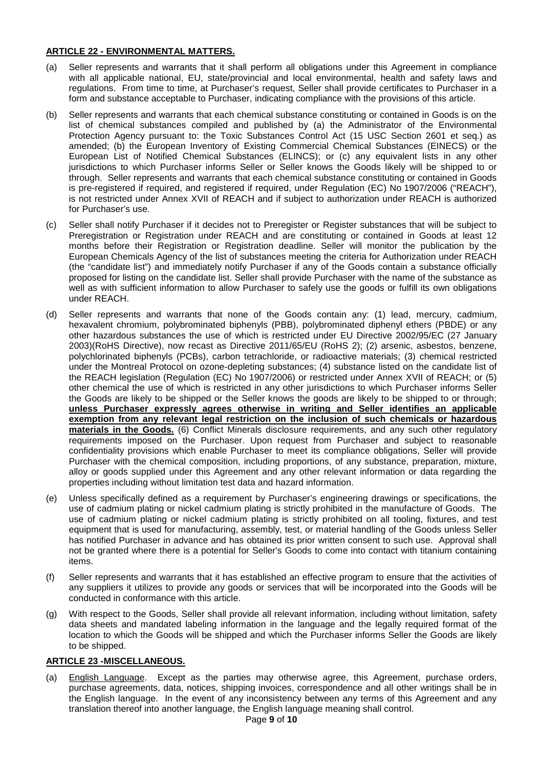## ARTICLE 22 - ENVIRONMENTAL MATTERS.

(a) Seller represents and warrants that it shall perform all obligations under this Agreement in compliance with all applicable national, EU, state/provincial and local environmental, health and safety laws and regulations. From time to time, at Purchaser's request, Seller shall provide certificates to Purchaser in a form and substance acceptable to Purchaser, indicating compliance with the provisions of this article.

(b) Seller represents and warrants that each chemical substance constituting or contained in Goods is on the list of chemical substances compiled and published by (a) the Administrator of the Environmental Protection Agency pursuant to: the Toxic Substances Control Act (15 USC Section 2601 et seq.) as amended; (b) the European Inventory of Existing Commercial Chemical Substances (EINECS) or the European List of Notified Chemical Substances (ELINCS); or (c) any equivalent lists in any other jurisdictions to which Purchaser informs Seller or Seller knows the Goods likely will be shipped to or through. Seller represents and warrants that each chemical substance constituting or contained in Goods is pre-registered if required, and registered if required, under Regulation (EC) No 1907/2006 ("REACH"), is not restricted under Annex XVII of REACH and if subject to authorization under REACH is authorized for Purchaser's use.

(c) Seller shall notify Purchaser if it decides not to Preregister or Register substances that will be subject to Preregistration or Registration under REACH and are constituting or contained in Goods at least 12 months before their Registration or Registration deadline. Seller will monitor the publication by the European Chemicals Agency of the list of substances meeting the criteria for Authorization under REACH (the "candidate list") and immediately notify Purchaser if any of the Goods contain a substance officially proposed for listing on the candidate list. Seller shall provide Purchaser with the name of the substance as well as with sufficient information to allow Purchaser to safely use the goods or fulfill its own obligations under REACH.

(d) Seller represents and warrants that none of the Goods contain any: (1) lead, mercury, cadmium, hexavalent chromium, polybrominated biphenyls (PBB), polybrominated diphenyl ethers (PBDE) or any other hazardous substances the use of which is restricted under EU Directive 2002/95/EC (27 January 2003)(RoHS Directive), now recast as Directive 2011/65/EU (RoHS 2); (2) arsenic, asbestos, benzene, polychlorinated biphenyls (PCBs), carbon tetrachloride, or radioactive materials; (3) chemical restricted under the Montreal Protocol on ozone-depleting substances; (4) substance listed on the candidate list of the REACH legislation (Regulation (EC) No 1907/2006) or restricted under Annex XVII of REACH; or (5) other chemical the use of which is restricted in any other jurisdictions to which Purchaser informs Seller the Goods are likely to be shipped or the Seller knows the goods are likely to be shipped to or through; **unless Purchaser expressly agrees otherwise in writing and Seller identifies an applicable exemption from any relevant legal restriction on the inclusion of such chemicals or hazardous materials in the Goods.** (6) Conflict Minerals disclosure requirements, and any such other regulatory requirements imposed on the Purchaser. Upon request from Purchaser and subject to reasonable confidentiality provisions which enable Purchaser to meet its compliance obligations, Seller will provide Purchaser with the chemical composition, including proportions, of any substance, preparation, mixture, alloy or goods supplied under this Agreement and any other relevant information or data regarding the properties including without limitation test data and hazard information.

(e) Unless specifically defined as a requirement by Purchaser's engineering drawings or specifications, the use of cadmium plating or nickel cadmium plating is strictly prohibited in the manufacture of Goods. The use of cadmium plating or nickel cadmium plating is strictly prohibited on all tooling, fixtures, and test equipment that is used for manufacturing, assembly, test, or material handling of the Goods unless Seller has notified Purchaser in advance and has obtained its prior written consent to such use. Approval shall not be granted where there is a potential for Seller's Goods to come into contact with titanium containing items.

(f) Seller represents and warrants that it has established an effective program to ensure that the activities of any suppliers it utilizes to provide any goods or services that will be incorporated into the Goods will be conducted in conformance with this article.

(g) With respect to the Goods, Seller shall provide all relevant information, including without limitation, safety data sheets and mandated labeling information in the language and the legally required format of the location to which the Goods will be shipped and which the Purchaser informs Seller the Goods are likely to be shipped.

## ARTICLE 23 -MISCELLANEOUS.

(a) English Language. Except as the parties may otherwise agree, this Agreement, purchase orders, purchase agreements, data, notices, shipping invoices, correspondence and all other writings shall be in the English language. In the event of any inconsistency between any terms of this Agreement and any translation thereof into another language, the English language meaning shall control.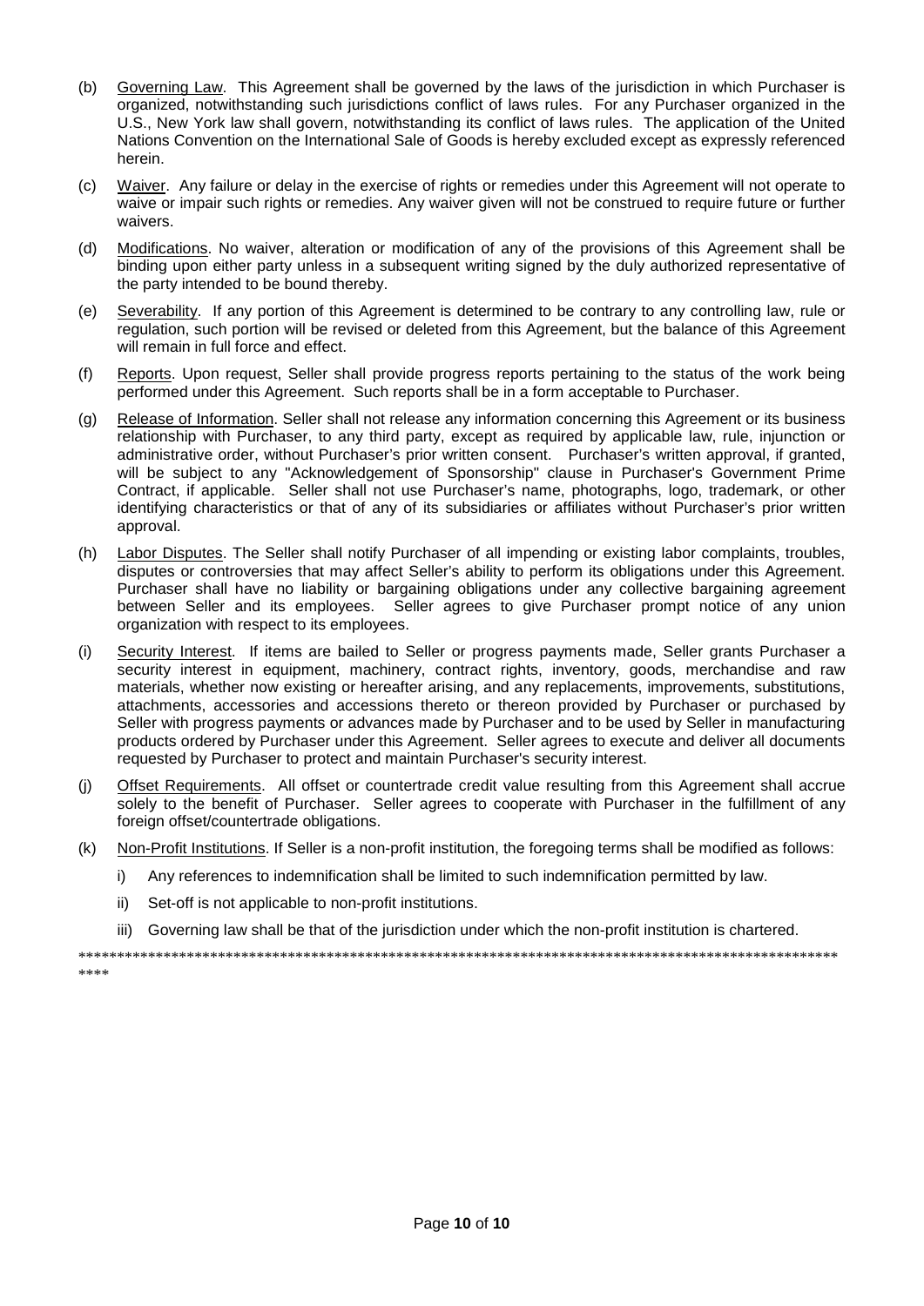(b) Governing Law. This Agreement shall be governed by the laws of the jurisdiction in which Purchaser is organized, notwithstanding such jurisdictions conflict of laws rules. For any Purchaser organized in the U.S., New York law shall govern, notwithstanding its conflict of laws rules. The application of the United Nations Convention on the International Sale of Goods is hereby excluded except as expressly referenced herein.

(c) Waiver. Any failure or delay in the exercise of rights or remedies under this Agreement will not operate to waive or impair such rights or remedies. Any waiver given will not be construed to require future or further waivers.

(d) Modifications. No waiver, alteration or modification of any of the provisions of this Agreement shall be binding upon either party unless in a subsequent writing signed by the duly authorized representative of the party intended to be bound thereby.

(e) Severability. If any portion of this Agreement is determined to be contrary to any controlling law, rule or regulation, such portion will be revised or deleted from this Agreement, but the balance of this Agreement will remain in full force and effect.

(f) Reports. Upon request, Seller shall provide progress reports pertaining to the status of the work being performed under this Agreement. Such reports shall be in a form acceptable to Purchaser.

(g) Release of Information. Seller shall not release any information concerning this Agreement or its business relationship with Purchaser, to any third party, except as required by applicable law, rule, injunction or administrative order, without Purchaser's prior written consent. Purchaser's written approval, if granted, will be subject to any "Acknowledgement of Sponsorship" clause in Purchaser's Government Prime Contract, if applicable. Seller shall not use Purchaser's name, photographs, logo, trademark, or other identifying characteristics or that of any of its subsidiaries or affiliates without Purchaser's prior written approval.

(h) Labor Disputes. The Seller shall notify Purchaser of all impending or existing labor complaints, troubles, disputes or controversies that may affect Seller's ability to perform its obligations under this Agreement. Purchaser shall have no liability or bargaining obligations under any collective bargaining agreement between Seller and its employees. Seller agrees to give Purchaser prompt notice of any union organization with respect to its employees.

(i) Security Interest. If items are bailed to Seller or progress payments made, Seller grants Purchaser a security interest in equipment, machinery, contract rights, inventory, goods, merchandise and raw materials, whether now existing or hereafter arising, and any replacements, improvements, substitutions, attachments, accessories and accessions thereto or thereon provided by Purchaser or purchased by Seller with progress payments or advances made by Purchaser and to be used by Seller in manufacturing products ordered by Purchaser under this Agreement. Seller agrees to execute and deliver all documents requested by Purchaser to protect and maintain Purchaser's security interest.

(j) Offset Requirements. All offset or countertrade credit value resulting from this Agreement shall accrue solely to the benefit of Purchaser. Seller agrees to cooperate with Purchaser in the fulfillment of any foreign offset/countertrade obligations.

(k) Non-Profit Institutions. If Seller is a non-profit institution, the foregoing terms shall be modified as follows:

i) Any references to indemnification shall be limited to such indemnification permitted by law.

ii) Set-off is not applicable to non-profit institutions.

iii) Governing law shall be that of the jurisdiction under which the non-profit institution is chartered.

**************************************************************************************************************